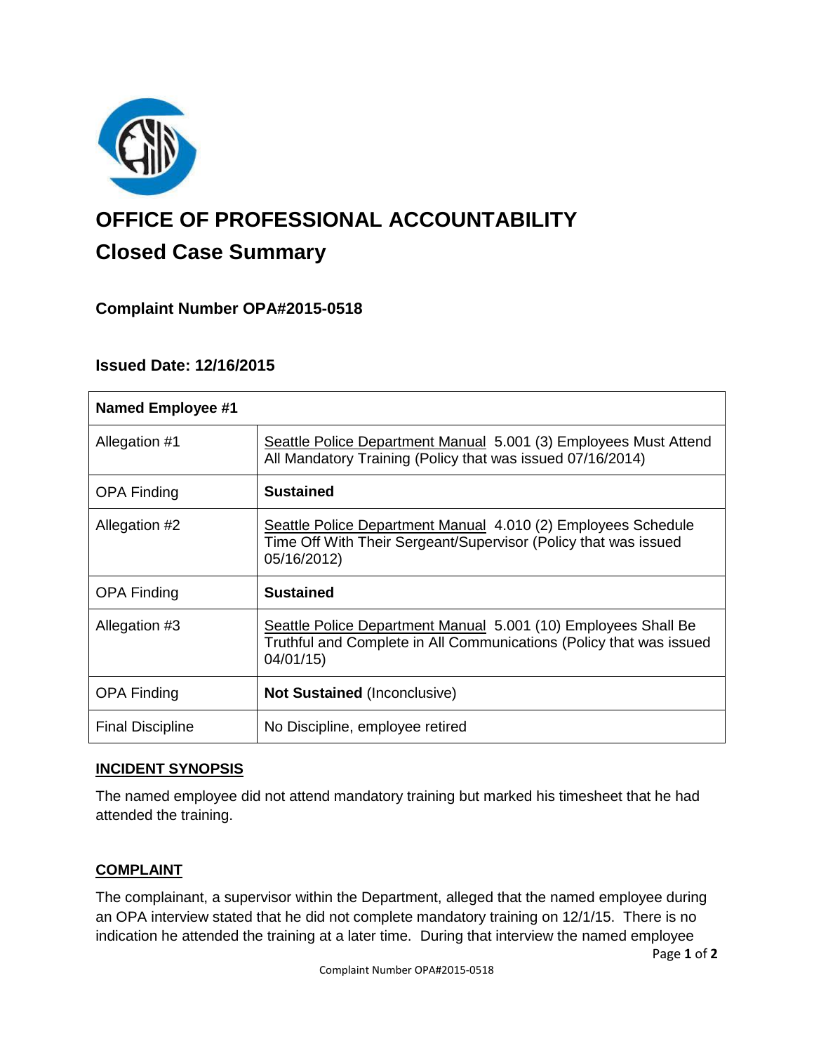# OFFICE OF PROFESSIONAL ACCOUNTABILITY

## Closed Case Summary

### Complaint Number OPA#2015-0518

### Issued Date: 12/16/2015

| Named Employee #1 | |
|---|---|
| Allegation #1 | Seattle Police Department Manual 5.001 (3) Employees Must Attend All Mandatory Training (Policy that was issued 07/16/2014) |
| OPA Finding | **Sustained** |
| Allegation #2 | Seattle Police Department Manual 4.010 (2) Employees Schedule Time Off With Their Sergeant/Supervisor (Policy that was issued 05/16/2012) |
| OPA Finding | **Sustained** |
| Allegation #3 | Seattle Police Department Manual 5.001 (10) Employees Shall Be Truthful and Complete in All Communications (Policy that was issued 04/01/15) |
| OPA Finding | **Not Sustained** (Inconclusive) |
| Final Discipline | No Discipline, employee retired |

## INCIDENT SYNOPSIS

The named employee did not attend mandatory training but marked his timesheet that he had attended the training.

## COMPLAINT

The complainant, a supervisor within the Department, alleged that the named employee during an OPA interview stated that he did not complete mandatory training on 12/1/15. There is no indication he attended the training at a later time. During that interview the named employee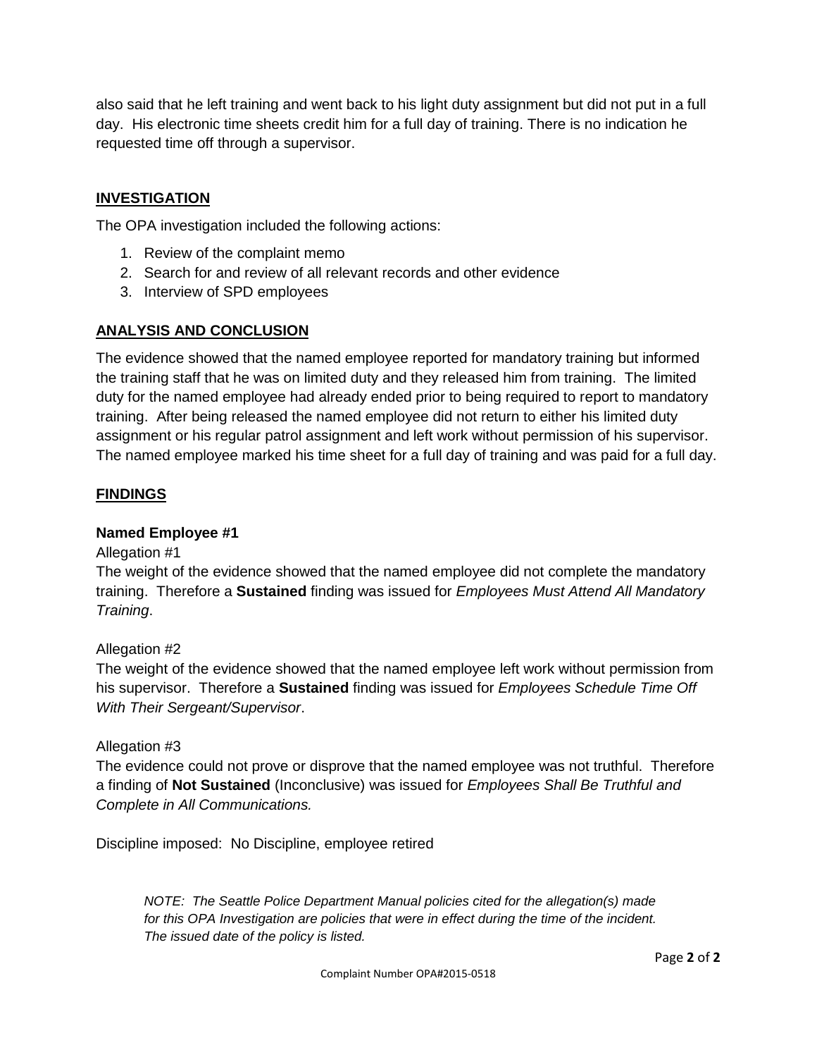also said that he left training and went back to his light duty assignment but did not put in a full day. His electronic time sheets credit him for a full day of training. There is no indication he requested time off through a supervisor.

## INVESTIGATION

The OPA investigation included the following actions:

1. Review of the complaint memo
2. Search for and review of all relevant records and other evidence
3. Interview of SPD employees

## ANALYSIS AND CONCLUSION

The evidence showed that the named employee reported for mandatory training but informed the training staff that he was on limited duty and they released him from training. The limited duty for the named employee had already ended prior to being required to report to mandatory training. After being released the named employee did not return to either his limited duty assignment or his regular patrol assignment and left work without permission of his supervisor. The named employee marked his time sheet for a full day of training and was paid for a full day.

## FINDINGS

### Named Employee #1

Allegation #1

The weight of the evidence showed that the named employee did not complete the mandatory training. Therefore a **Sustained** finding was issued for *Employees Must Attend All Mandatory Training*.

Allegation #2

The weight of the evidence showed that the named employee left work without permission from his supervisor. Therefore a **Sustained** finding was issued for *Employees Schedule Time Off With Their Sergeant/Supervisor*.

Allegation #3

The evidence could not prove or disprove that the named employee was not truthful. Therefore a finding of **Not Sustained** (Inconclusive) was issued for *Employees Shall Be Truthful and Complete in All Communications.*

Discipline imposed: No Discipline, employee retired

*NOTE: The Seattle Police Department Manual policies cited for the allegation(s) made for this OPA Investigation are policies that were in effect during the time of the incident. The issued date of the policy is listed.*

Complaint Number OPA#2015-0518